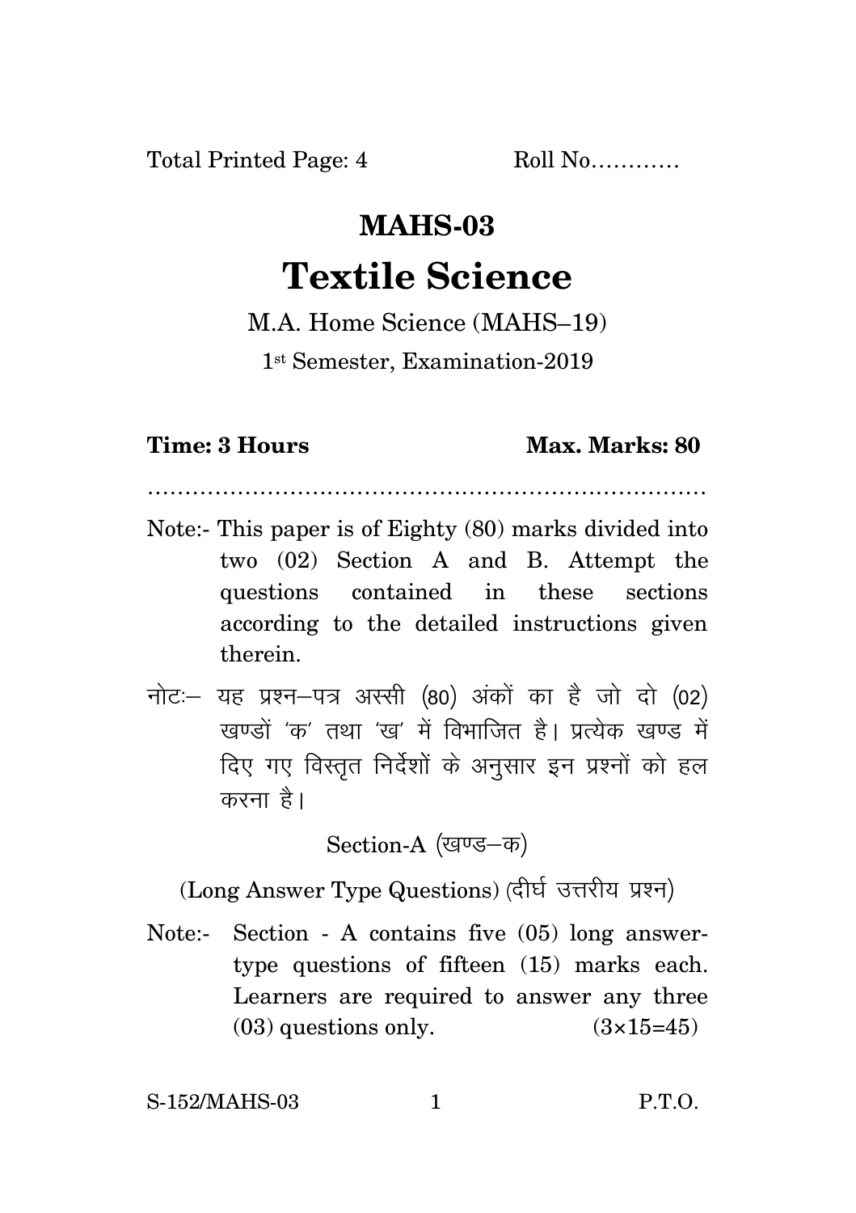Total Printed Page: 4 Roll No…………

# MAHS-03

# Textile Science

M.A. Home Science (MAHS–19)

1st Semester, Examination-2019

**Time: 3 Hours** **Max. Marks: 80**

…………………………………………………………………

Note:- This paper is of Eighty (80) marks divided into two (02) Section A and B. Attempt the questions contained in these sections according to the detailed instructions given therein.

नोटः– यह प्रश्न–पत्र अस्सी (80) अंकों का है जो दो (02) खण्डों 'क' तथा 'ख' में विभाजित है। प्रत्येक खण्ड में दिए गए विस्तृत निर्देशों के अनुसार इन प्रश्नों को हल करना है।

Section-A (खण्ड–क)

(Long Answer Type Questions) (दीर्घ उत्तरीय प्रश्न)

Note:- Section - A contains five (05) long answer-type questions of fifteen (15) marks each. Learners are required to answer any three (03) questions only. (3×15=45)

S-152/MAHS-03 P.T.O.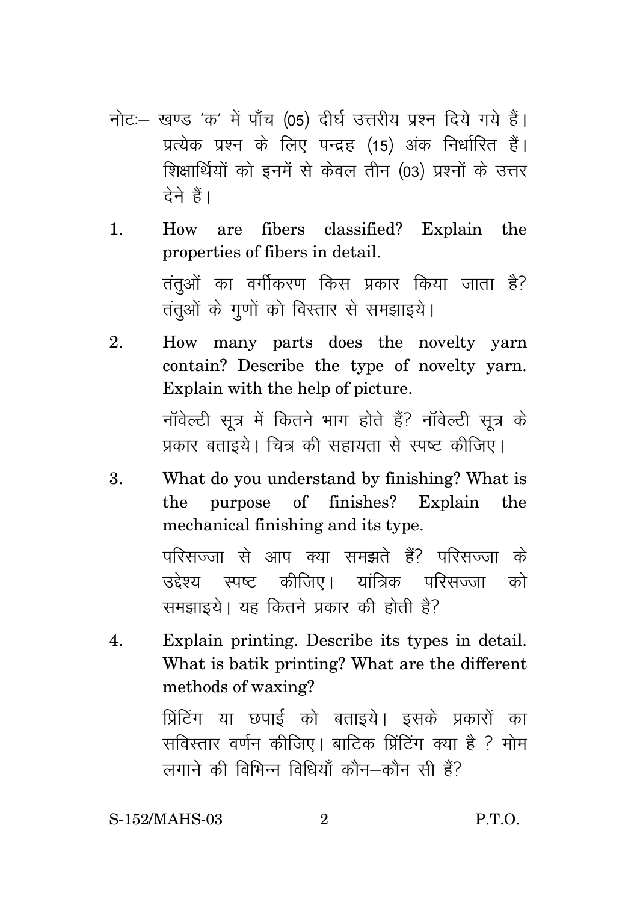नोटः– खण्ड 'क' में पाँच (05) दीर्घ उत्तरीय प्रश्न दिये गये हैं। प्रत्येक प्रश्न के लिए पन्द्रह (15) अंक निर्धारित हैं। शिक्षार्थियों को इनमें से केवल तीन (03) प्रश्नों के उत्तर देने हैं।

1. How are fibers classified? Explain the properties of fibers in detail.

   तंतुओं का वर्गीकरण किस प्रकार किया जाता है? तंतुओं के गुणों को विस्तार से समझाइये।

2. How many parts does the novelty yarn contain? Describe the type of novelty yarn. Explain with the help of picture.

   नॉवेल्टी सूत्र में कितने भाग होते हैं? नॉवेल्टी सूत्र के प्रकार बताइये। चित्र की सहायता से स्पष्ट कीजिए।

3. What do you understand by finishing? What is the purpose of finishes? Explain the mechanical finishing and its type.

   परिसज्जा से आप क्या समझते हैं? परिसज्जा के उद्देश्य स्पष्ट कीजिए। यांत्रिक परिसज्जा को समझाइये। यह कितने प्रकार की होती है?

4. Explain printing. Describe its types in detail. What is batik printing? What are the different methods of waxing?

   प्रिंटिंग या छपाई को बताइये। इसके प्रकारों का सविस्तार वर्णन कीजिए। बाटिक प्रिंटिंग क्या है ? मोम लगाने की विभिन्न विधियाँ कौन–कौन सी हैं?

S-152/MAHS-03 P.T.O.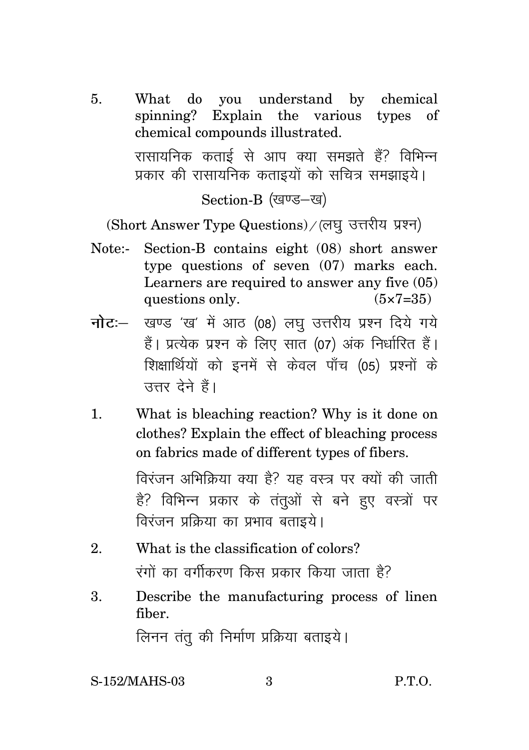5. What do you understand by chemical spinning? Explain the various types of chemical compounds illustrated.

   रासायनिक कताई से आप क्या समझते हैं? विभिन्न प्रकार की रासायनिक कताइयों को सचित्र समझाइये।

## Section-B (खण्ड–ख)

(Short Answer Type Questions)/(लघु उत्तरीय प्रश्न)

**Note:-** Section-B contains eight (08) short answer type questions of seven (07) marks each. Learners are required to answer any five (05) questions only. (5×7=35)

**नोटः–** खण्ड 'ख' में आठ (08) लघु उत्तरीय प्रश्न दिये गये हैं। प्रत्येक प्रश्न के लिए सात (07) अंक निर्धारित हैं। शिक्षार्थियों को इनमें से केवल पाँच (05) प्रश्नों के उत्तर देने हैं।

1. What is bleaching reaction? Why is it done on clothes? Explain the effect of bleaching process on fabrics made of different types of fibers.

   विरंजन अभिक्रिया क्या है? यह वस्त्र पर क्यों की जाती है? विभिन्न प्रकार के तंतुओं से बने हुए वस्त्रों पर विरंजन प्रक्रिया का प्रभाव बताइये।

2. What is the classification of colors?

   रंगों का वर्गीकरण किस प्रकार किया जाता है?

3. Describe the manufacturing process of linen fiber.

   लिनन तंतु की निर्माण प्रक्रिया बताइये।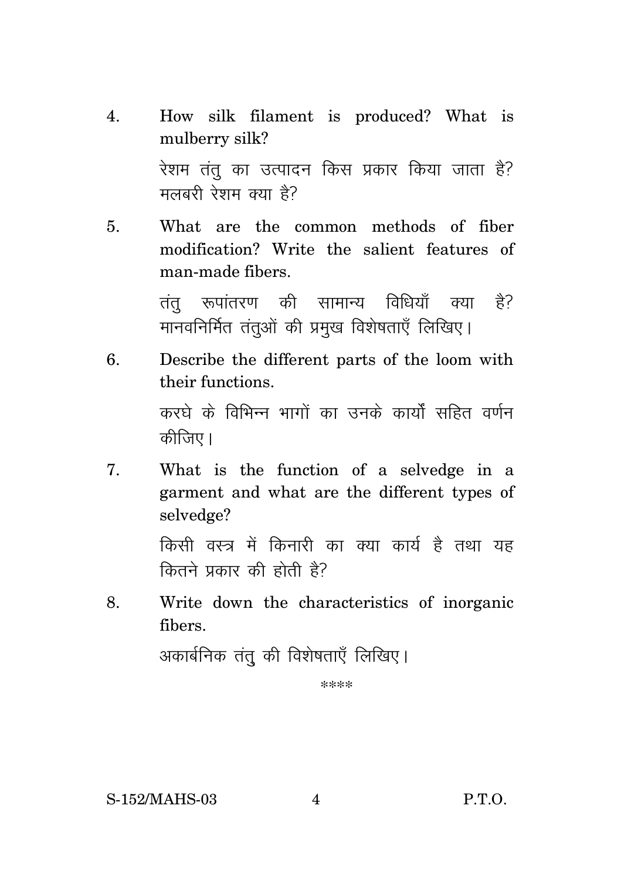4. How silk filament is produced? What is mulberry silk?

   रेशम तंतु का उत्पादन किस प्रकार किया जाता है? मलबरी रेशम क्या है?

5. What are the common methods of fiber modification? Write the salient features of man-made fibers.

   तंतु रूपांतरण की सामान्य विधियाँ क्या है? मानवनिर्मित तंतुओं की प्रमुख विशेषताएँ लिखिए।

6. Describe the different parts of the loom with their functions.

   करघे के विभिन्न भागों का उनके कार्यों सहित वर्णन कीजिए।

7. What is the function of a selvedge in a garment and what are the different types of selvedge?

   किसी वस्त्र में किनारी का क्या कार्य है तथा यह कितने प्रकार की होती है?

8. Write down the characteristics of inorganic fibers.

   अकार्बनिक तंतु की विशेषताएँ लिखिए।

****